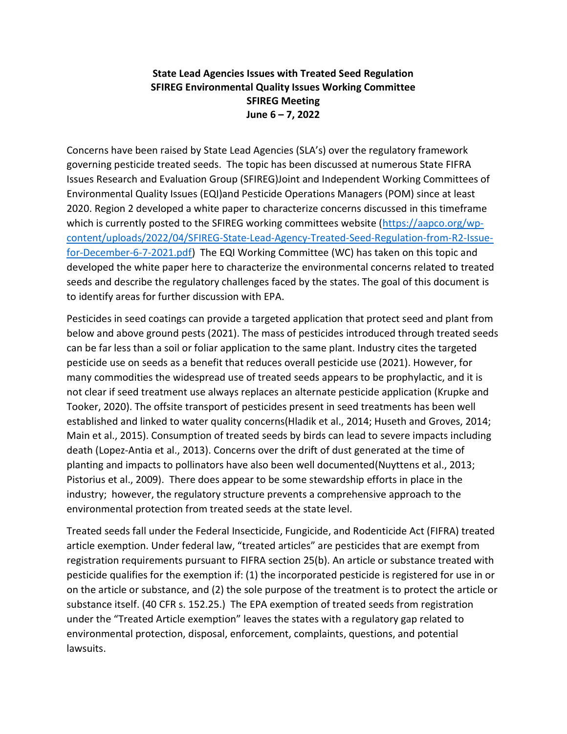**State Lead Agencies Issues with Treated Seed Regulation**
**SFIREG Environmental Quality Issues Working Committee**
**SFIREG Meeting**
**June 6 – 7, 2022**

Concerns have been raised by State Lead Agencies (SLA's) over the regulatory framework governing pesticide treated seeds. The topic has been discussed at numerous State FIFRA Issues Research and Evaluation Group (SFIREG)Joint and Independent Working Committees of Environmental Quality Issues (EQI)and Pesticide Operations Managers (POM) since at least 2020. Region 2 developed a white paper to characterize concerns discussed in this timeframe which is currently posted to the SFIREG working committees website (https://aapco.org/wp-content/uploads/2022/04/SFIREG-State-Lead-Agency-Treated-Seed-Regulation-from-R2-Issue-for-December-6-7-2021.pdf) The EQI Working Committee (WC) has taken on this topic and developed the white paper here to characterize the environmental concerns related to treated seeds and describe the regulatory challenges faced by the states. The goal of this document is to identify areas for further discussion with EPA.

Pesticides in seed coatings can provide a targeted application that protect seed and plant from below and above ground pests (2021). The mass of pesticides introduced through treated seeds can be far less than a soil or foliar application to the same plant. Industry cites the targeted pesticide use on seeds as a benefit that reduces overall pesticide use (2021). However, for many commodities the widespread use of treated seeds appears to be prophylactic, and it is not clear if seed treatment use always replaces an alternate pesticide application (Krupke and Tooker, 2020). The offsite transport of pesticides present in seed treatments has been well established and linked to water quality concerns(Hladik et al., 2014; Huseth and Groves, 2014; Main et al., 2015). Consumption of treated seeds by birds can lead to severe impacts including death (Lopez-Antia et al., 2013). Concerns over the drift of dust generated at the time of planting and impacts to pollinators have also been well documented(Nuyttens et al., 2013; Pistorius et al., 2009). There does appear to be some stewardship efforts in place in the industry; however, the regulatory structure prevents a comprehensive approach to the environmental protection from treated seeds at the state level.

Treated seeds fall under the Federal Insecticide, Fungicide, and Rodenticide Act (FIFRA) treated article exemption. Under federal law, "treated articles" are pesticides that are exempt from registration requirements pursuant to FIFRA section 25(b). An article or substance treated with pesticide qualifies for the exemption if: (1) the incorporated pesticide is registered for use in or on the article or substance, and (2) the sole purpose of the treatment is to protect the article or substance itself. (40 CFR s. 152.25.) The EPA exemption of treated seeds from registration under the "Treated Article exemption" leaves the states with a regulatory gap related to environmental protection, disposal, enforcement, complaints, questions, and potential lawsuits.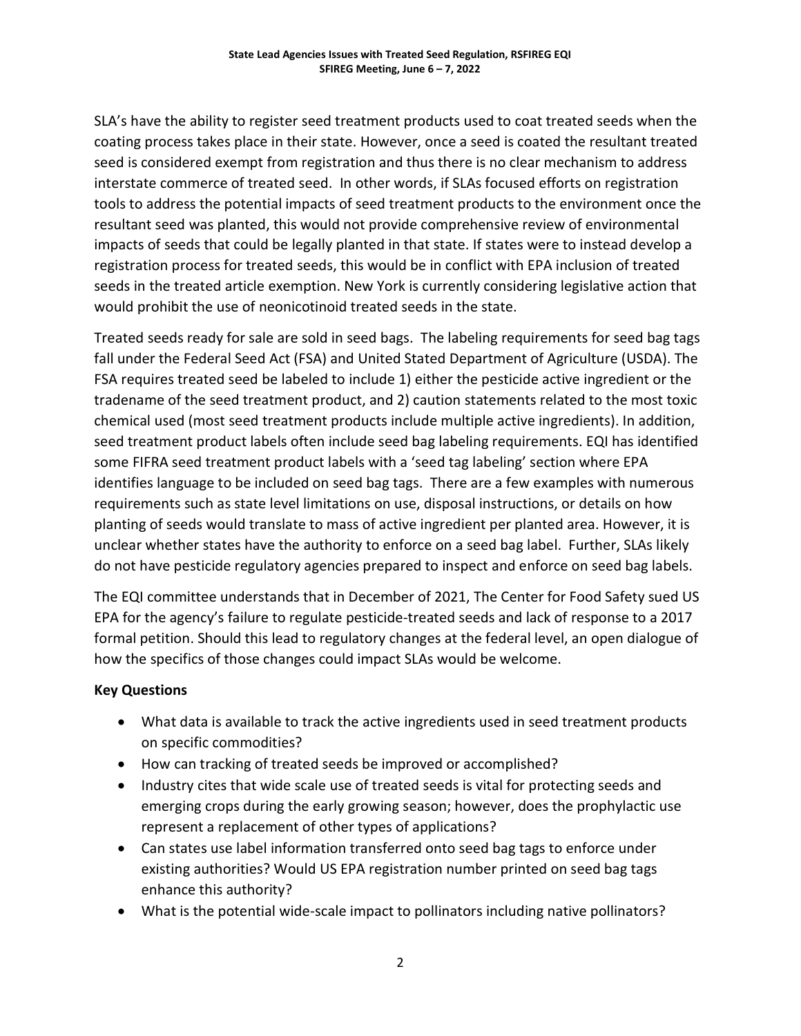SLA's have the ability to register seed treatment products used to coat treated seeds when the coating process takes place in their state. However, once a seed is coated the resultant treated seed is considered exempt from registration and thus there is no clear mechanism to address interstate commerce of treated seed. In other words, if SLAs focused efforts on registration tools to address the potential impacts of seed treatment products to the environment once the resultant seed was planted, this would not provide comprehensive review of environmental impacts of seeds that could be legally planted in that state. If states were to instead develop a registration process for treated seeds, this would be in conflict with EPA inclusion of treated seeds in the treated article exemption. New York is currently considering legislative action that would prohibit the use of neonicotinoid treated seeds in the state.

Treated seeds ready for sale are sold in seed bags. The labeling requirements for seed bag tags fall under the Federal Seed Act (FSA) and United Stated Department of Agriculture (USDA). The FSA requires treated seed be labeled to include 1) either the pesticide active ingredient or the tradename of the seed treatment product, and 2) caution statements related to the most toxic chemical used (most seed treatment products include multiple active ingredients). In addition, seed treatment product labels often include seed bag labeling requirements. EQI has identified some FIFRA seed treatment product labels with a 'seed tag labeling' section where EPA identifies language to be included on seed bag tags. There are a few examples with numerous requirements such as state level limitations on use, disposal instructions, or details on how planting of seeds would translate to mass of active ingredient per planted area. However, it is unclear whether states have the authority to enforce on a seed bag label. Further, SLAs likely do not have pesticide regulatory agencies prepared to inspect and enforce on seed bag labels.

The EQI committee understands that in December of 2021, The Center for Food Safety sued US EPA for the agency's failure to regulate pesticide-treated seeds and lack of response to a 2017 formal petition. Should this lead to regulatory changes at the federal level, an open dialogue of how the specifics of those changes could impact SLAs would be welcome.

**Key Questions**

- What data is available to track the active ingredients used in seed treatment products on specific commodities?
- How can tracking of treated seeds be improved or accomplished?
- Industry cites that wide scale use of treated seeds is vital for protecting seeds and emerging crops during the early growing season; however, does the prophylactic use represent a replacement of other types of applications?
- Can states use label information transferred onto seed bag tags to enforce under existing authorities? Would US EPA registration number printed on seed bag tags enhance this authority?
- What is the potential wide-scale impact to pollinators including native pollinators?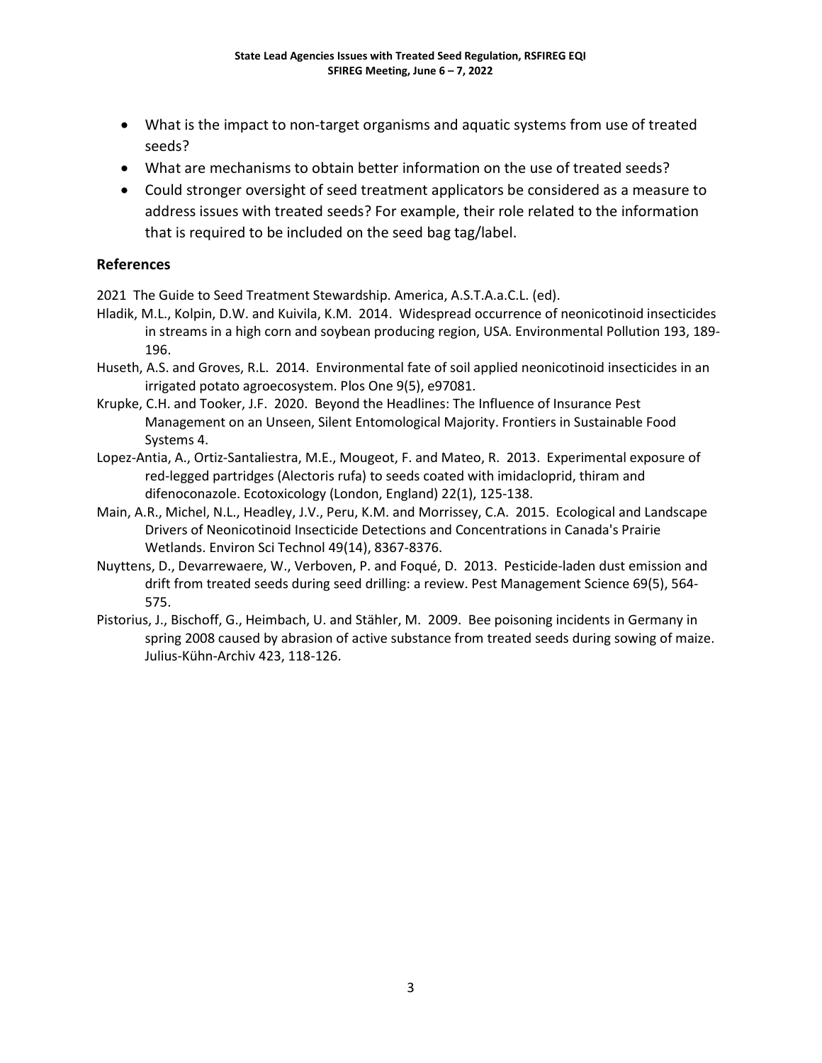- What is the impact to non-target organisms and aquatic systems from use of treated seeds?
- What are mechanisms to obtain better information on the use of treated seeds?
- Could stronger oversight of seed treatment applicators be considered as a measure to address issues with treated seeds? For example, their role related to the information that is required to be included on the seed bag tag/label.

## References

2021 The Guide to Seed Treatment Stewardship. America, A.S.T.A.a.C.L. (ed).

Hladik, M.L., Kolpin, D.W. and Kuivila, K.M. 2014. Widespread occurrence of neonicotinoid insecticides in streams in a high corn and soybean producing region, USA. Environmental Pollution 193, 189-196.

Huseth, A.S. and Groves, R.L. 2014. Environmental fate of soil applied neonicotinoid insecticides in an irrigated potato agroecosystem. Plos One 9(5), e97081.

Krupke, C.H. and Tooker, J.F. 2020. Beyond the Headlines: The Influence of Insurance Pest Management on an Unseen, Silent Entomological Majority. Frontiers in Sustainable Food Systems 4.

Lopez-Antia, A., Ortiz-Santaliestra, M.E., Mougeot, F. and Mateo, R. 2013. Experimental exposure of red-legged partridges (Alectoris rufa) to seeds coated with imidacloprid, thiram and difenoconazole. Ecotoxicology (London, England) 22(1), 125-138.

Main, A.R., Michel, N.L., Headley, J.V., Peru, K.M. and Morrissey, C.A. 2015. Ecological and Landscape Drivers of Neonicotinoid Insecticide Detections and Concentrations in Canada's Prairie Wetlands. Environ Sci Technol 49(14), 8367-8376.

Nuyttens, D., Devarrewaere, W., Verboven, P. and Foqué, D. 2013. Pesticide-laden dust emission and drift from treated seeds during seed drilling: a review. Pest Management Science 69(5), 564-575.

Pistorius, J., Bischoff, G., Heimbach, U. and Stähler, M. 2009. Bee poisoning incidents in Germany in spring 2008 caused by abrasion of active substance from treated seeds during sowing of maize. Julius-Kühn-Archiv 423, 118-126.